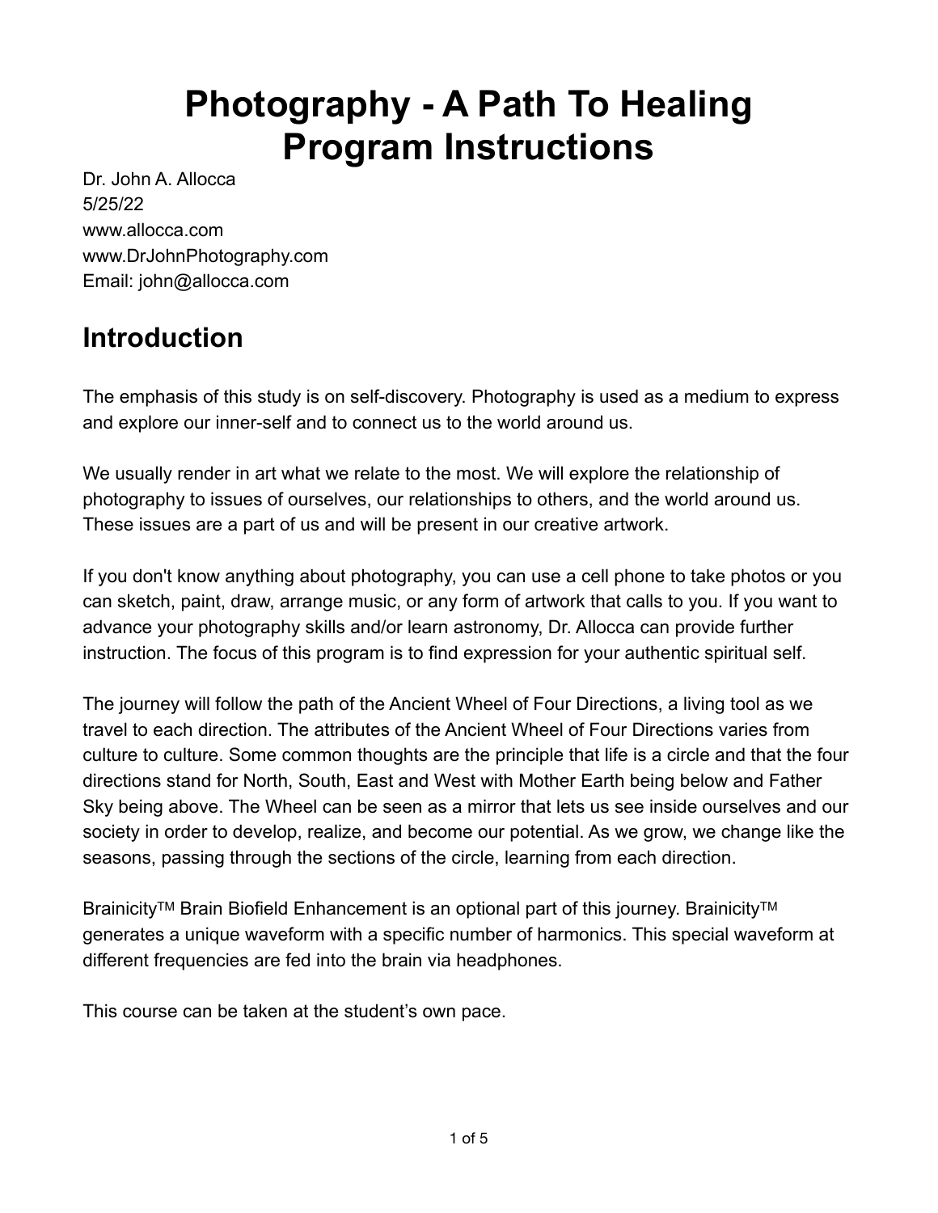# Photography - A Path To Healing Program Instructions

Dr. John A. Allocca
5/25/22
www.allocca.com
www.DrJohnPhotography.com
Email: john@allocca.com

## Introduction

The emphasis of this study is on self-discovery. Photography is used as a medium to express and explore our inner-self and to connect us to the world around us.

We usually render in art what we relate to the most. We will explore the relationship of photography to issues of ourselves, our relationships to others, and the world around us. These issues are a part of us and will be present in our creative artwork.

If you don't know anything about photography, you can use a cell phone to take photos or you can sketch, paint, draw, arrange music, or any form of artwork that calls to you. If you want to advance your photography skills and/or learn astronomy, Dr. Allocca can provide further instruction. The focus of this program is to find expression for your authentic spiritual self.

The journey will follow the path of the Ancient Wheel of Four Directions, a living tool as we travel to each direction. The attributes of the Ancient Wheel of Four Directions varies from culture to culture. Some common thoughts are the principle that life is a circle and that the four directions stand for North, South, East and West with Mother Earth being below and Father Sky being above. The Wheel can be seen as a mirror that lets us see inside ourselves and our society in order to develop, realize, and become our potential. As we grow, we change like the seasons, passing through the sections of the circle, learning from each direction.

Brainicity™ Brain Biofield Enhancement is an optional part of this journey. Brainicity™ generates a unique waveform with a specific number of harmonics. This special waveform at different frequencies are fed into the brain via headphones.

This course can be taken at the student's own pace.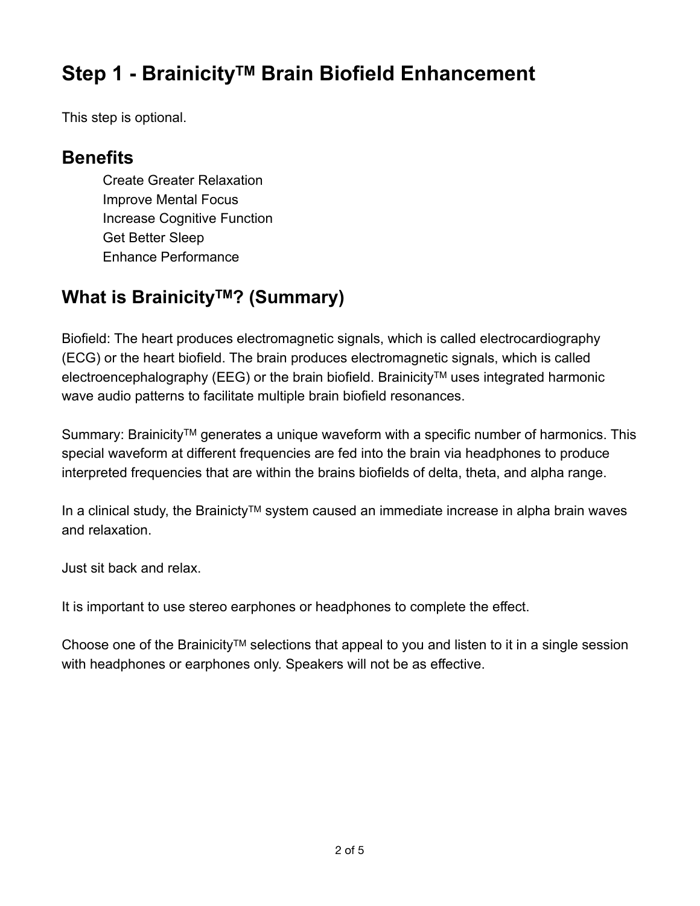# Step 1 - BrainicityTM Brain Biofield Enhancement

This step is optional.

## Benefits

- Create Greater Relaxation
- Improve Mental Focus
- Increase Cognitive Function
- Get Better Sleep
- Enhance Performance

## What is BrainicityTM? (Summary)

Biofield: The heart produces electromagnetic signals, which is called electrocardiography (ECG) or the heart biofield. The brain produces electromagnetic signals, which is called electroencephalography (EEG) or the brain biofield. BrainicityTM uses integrated harmonic wave audio patterns to facilitate multiple brain biofield resonances.

Summary: BrainicityTM generates a unique waveform with a specific number of harmonics. This special waveform at different frequencies are fed into the brain via headphones to produce interpreted frequencies that are within the brains biofields of delta, theta, and alpha range.

In a clinical study, the BrainictyTM system caused an immediate increase in alpha brain waves and relaxation.

Just sit back and relax.

It is important to use stereo earphones or headphones to complete the effect.

Choose one of the BrainicityTM selections that appeal to you and listen to it in a single session with headphones or earphones only. Speakers will not be as effective.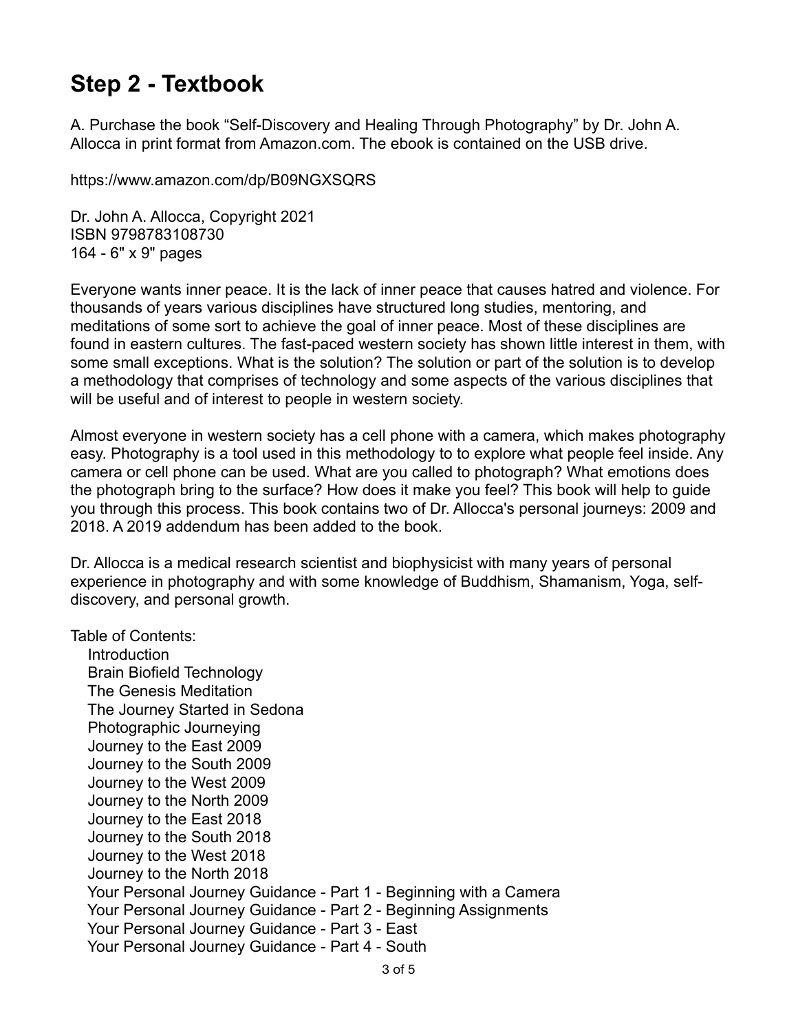## Step 2 - Textbook

A. Purchase the book “Self-Discovery and Healing Through Photography” by Dr. John A. Allocca in print format from Amazon.com. The ebook is contained on the USB drive.

https://www.amazon.com/dp/B09NGXSQRS

Dr. John A. Allocca, Copyright 2021
ISBN 9798783108730
164 - 6" x 9" pages

Everyone wants inner peace. It is the lack of inner peace that causes hatred and violence. For thousands of years various disciplines have structured long studies, mentoring, and meditations of some sort to achieve the goal of inner peace. Most of these disciplines are found in eastern cultures. The fast-paced western society has shown little interest in them, with some small exceptions. What is the solution? The solution or part of the solution is to develop a methodology that comprises of technology and some aspects of the various disciplines that will be useful and of interest to people in western society.

Almost everyone in western society has a cell phone with a camera, which makes photography easy. Photography is a tool used in this methodology to to explore what people feel inside. Any camera or cell phone can be used. What are you called to photograph? What emotions does the photograph bring to the surface? How does it make you feel? This book will help to guide you through this process. This book contains two of Dr. Allocca's personal journeys: 2009 and 2018. A 2019 addendum has been added to the book.

Dr. Allocca is a medical research scientist and biophysicist with many years of personal experience in photography and with some knowledge of Buddhism, Shamanism, Yoga, self-discovery, and personal growth.

Table of Contents:

- Introduction
- Brain Biofield Technology
- The Genesis Meditation
- The Journey Started in Sedona
- Photographic Journeying
- Journey to the East 2009
- Journey to the South 2009
- Journey to the West 2009
- Journey to the North 2009
- Journey to the East 2018
- Journey to the South 2018
- Journey to the West 2018
- Journey to the North 2018
- Your Personal Journey Guidance - Part 1 - Beginning with a Camera
- Your Personal Journey Guidance - Part 2 - Beginning Assignments
- Your Personal Journey Guidance - Part 3 - East
- Your Personal Journey Guidance - Part 4 - South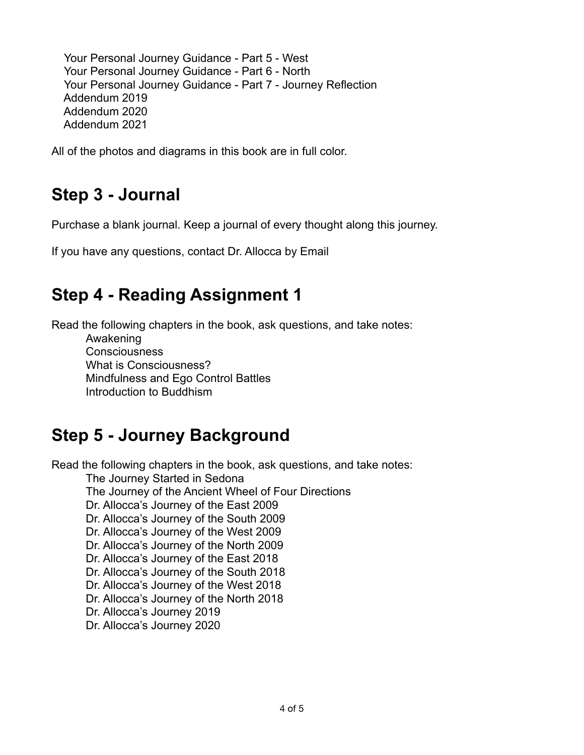- Your Personal Journey Guidance - Part 5 - West
- Your Personal Journey Guidance - Part 6 - North
- Your Personal Journey Guidance - Part 7 - Journey Reflection
- Addendum 2019
- Addendum 2020
- Addendum 2021

All of the photos and diagrams in this book are in full color.

## Step 3 - Journal

Purchase a blank journal. Keep a journal of every thought along this journey.

If you have any questions, contact Dr. Allocca by Email

## Step 4 - Reading Assignment 1

Read the following chapters in the book, ask questions, and take notes:

- Awakening
- Consciousness
- What is Consciousness?
- Mindfulness and Ego Control Battles
- Introduction to Buddhism

## Step 5 - Journey Background

Read the following chapters in the book, ask questions, and take notes:

- The Journey Started in Sedona
- The Journey of the Ancient Wheel of Four Directions
- Dr. Allocca's Journey of the East 2009
- Dr. Allocca's Journey of the South 2009
- Dr. Allocca's Journey of the West 2009
- Dr. Allocca's Journey of the North 2009
- Dr. Allocca's Journey of the East 2018
- Dr. Allocca's Journey of the South 2018
- Dr. Allocca's Journey of the West 2018
- Dr. Allocca's Journey of the North 2018
- Dr. Allocca's Journey 2019
- Dr. Allocca's Journey 2020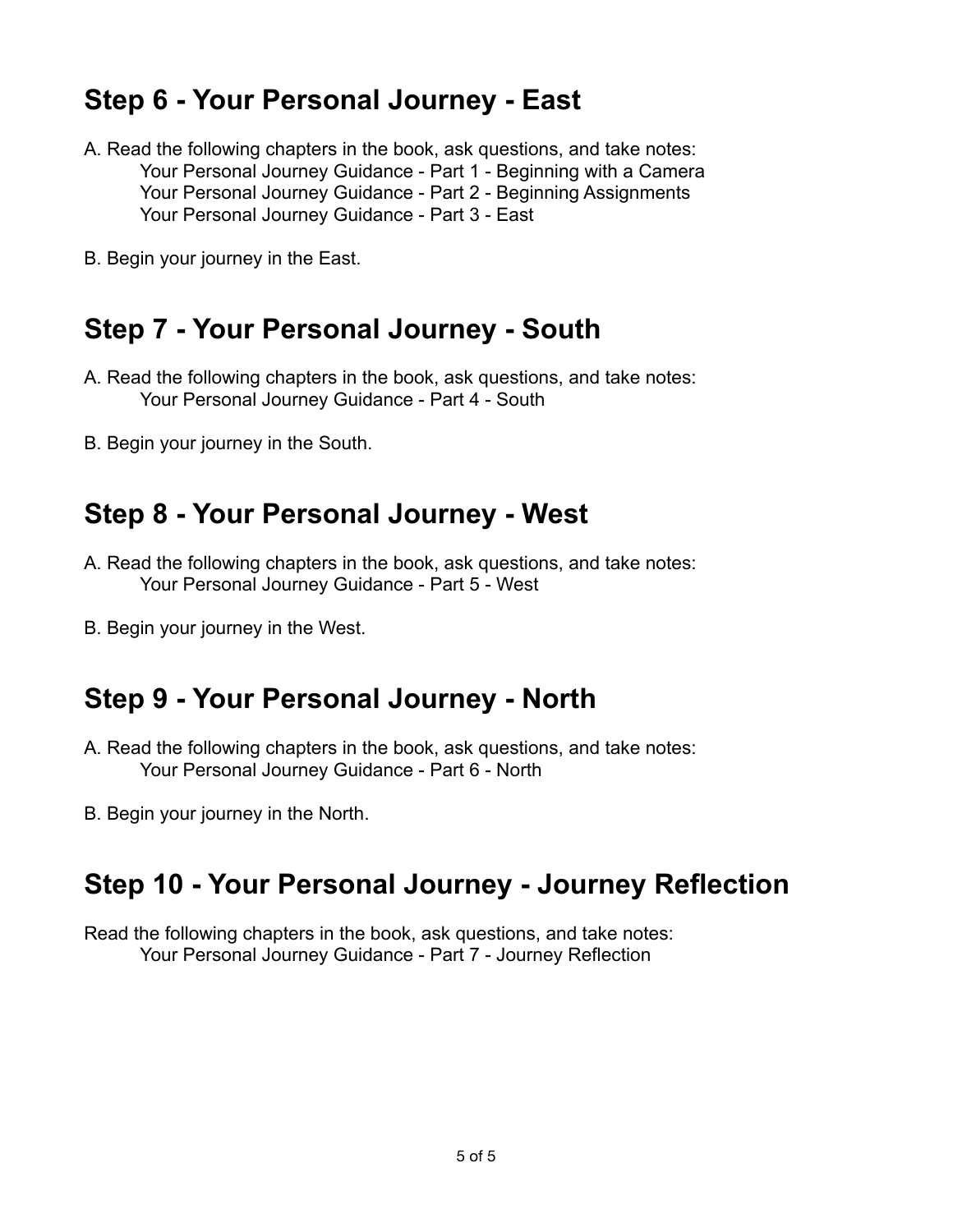## Step 6 - Your Personal Journey - East

A. Read the following chapters in the book, ask questions, and take notes:
  Your Personal Journey Guidance - Part 1 - Beginning with a Camera
  Your Personal Journey Guidance - Part 2 - Beginning Assignments
  Your Personal Journey Guidance - Part 3 - East

B. Begin your journey in the East.

## Step 7 - Your Personal Journey - South

A. Read the following chapters in the book, ask questions, and take notes:
  Your Personal Journey Guidance - Part 4 - South

B. Begin your journey in the South.

## Step 8 - Your Personal Journey - West

A. Read the following chapters in the book, ask questions, and take notes:
  Your Personal Journey Guidance - Part 5 - West

B. Begin your journey in the West.

## Step 9 - Your Personal Journey - North

A. Read the following chapters in the book, ask questions, and take notes:
  Your Personal Journey Guidance - Part 6 - North

B. Begin your journey in the North.

## Step 10 - Your Personal Journey - Journey Reflection

Read the following chapters in the book, ask questions, and take notes:
  Your Personal Journey Guidance - Part 7 - Journey Reflection